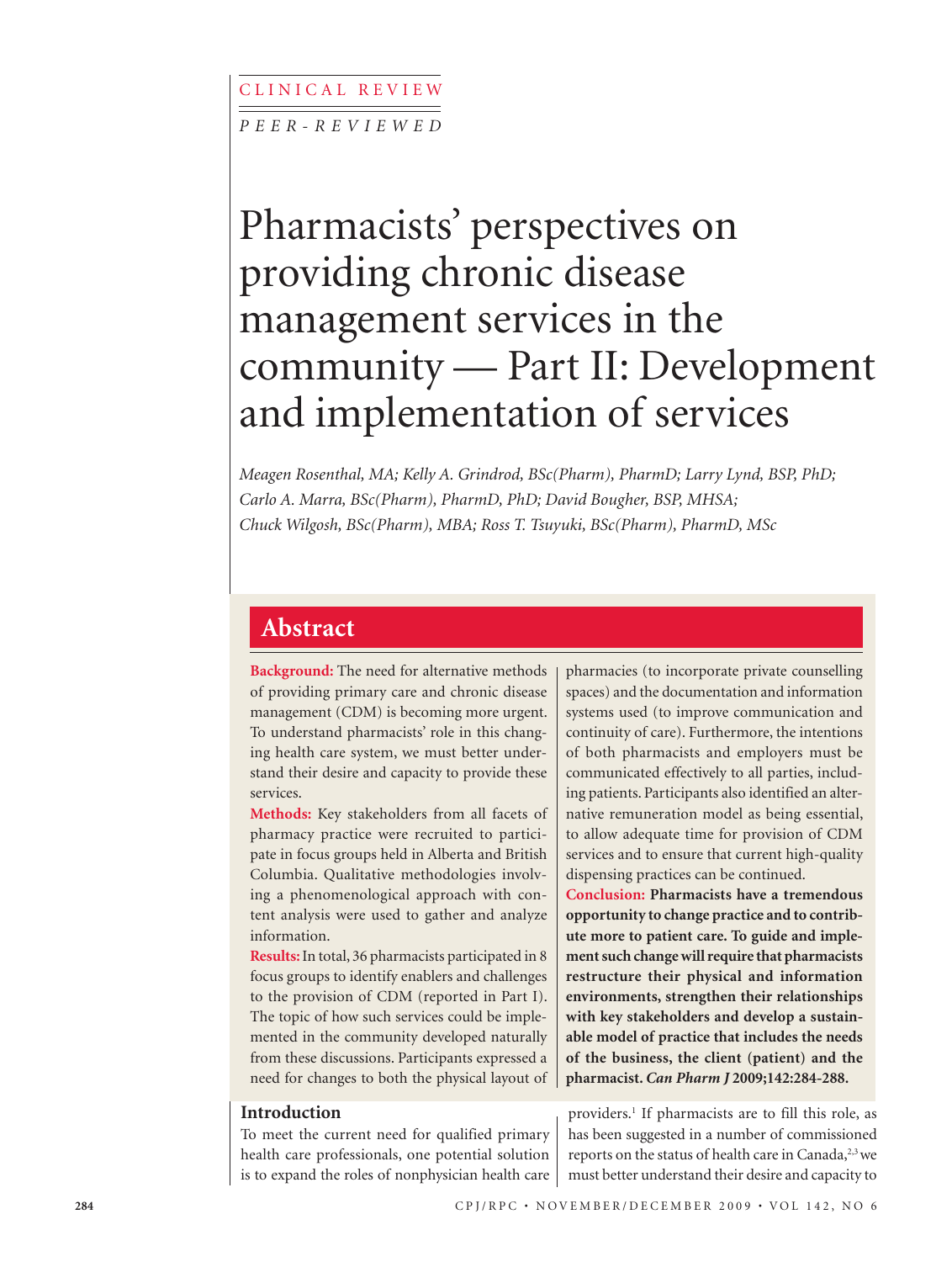CLINICAL REVIEW

*PEER-REVIEWED*

# Pharmacists' perspectives on providing chronic disease management services in the community — Part II: Development and implementation of services

*Meagen Rosenthal, MA; Kelly A. Grindrod, BSc(Pharm), PharmD; Larry Lynd, BSP, PhD; Carlo A. Marra, BSc(Pharm), PharmD, PhD; David Bougher, BSP, MHSA; Chuck Wilgosh, BSc(Pharm), MBA; Ross T. Tsuyuki, BSc(Pharm), PharmD, MSc*

## Abstract

**Background:** The need for alternative methods of providing primary care and chronic disease management (CDM) is becoming more urgent. To understand pharmacists' role in this changing health care system, we must better understand their desire and capacity to provide these services.

**Methods:** Key stakeholders from all facets of pharmacy practice were recruited to participate in focus groups held in Alberta and British Columbia. Qualitative methodologies involving a phenomenological approach with content analysis were used to gather and analyze information.

**Results:** In total, 36 pharmacists participated in 8 focus groups to identify enablers and challenges to the provision of CDM (reported in Part I). The topic of how such services could be implemented in the community developed naturally from these discussions. Participants expressed a need for changes to both the physical layout of pharmacies (to incorporate private counselling spaces) and the documentation and information systems used (to improve communication and continuity of care). Furthermore, the intentions of both pharmacists and employers must be communicated effectively to all parties, including patients. Participants also identified an alternative remuneration model as being essential, to allow adequate time for provision of CDM services and to ensure that current high-quality dispensing practices can be continued.

**Conclusion: Pharmacists have a tremendous opportunity to change practice and to contribute more to patient care. To guide and implement such change will require that pharmacists restructure their physical and information environments, strengthen their relationships with key stakeholders and develop a sustainable model of practice that includes the needs of the business, the client (patient) and the pharmacist.** ***Can Pharm J*** **2009;142:284-288.**

### Introduction

To meet the current need for qualified primary health care professionals, one potential solution is to expand the roles of nonphysician health care providers.[1] If pharmacists are to fill this role, as has been suggested in a number of commissioned reports on the status of health care in Canada,[2,3] we must better understand their desire and capacity to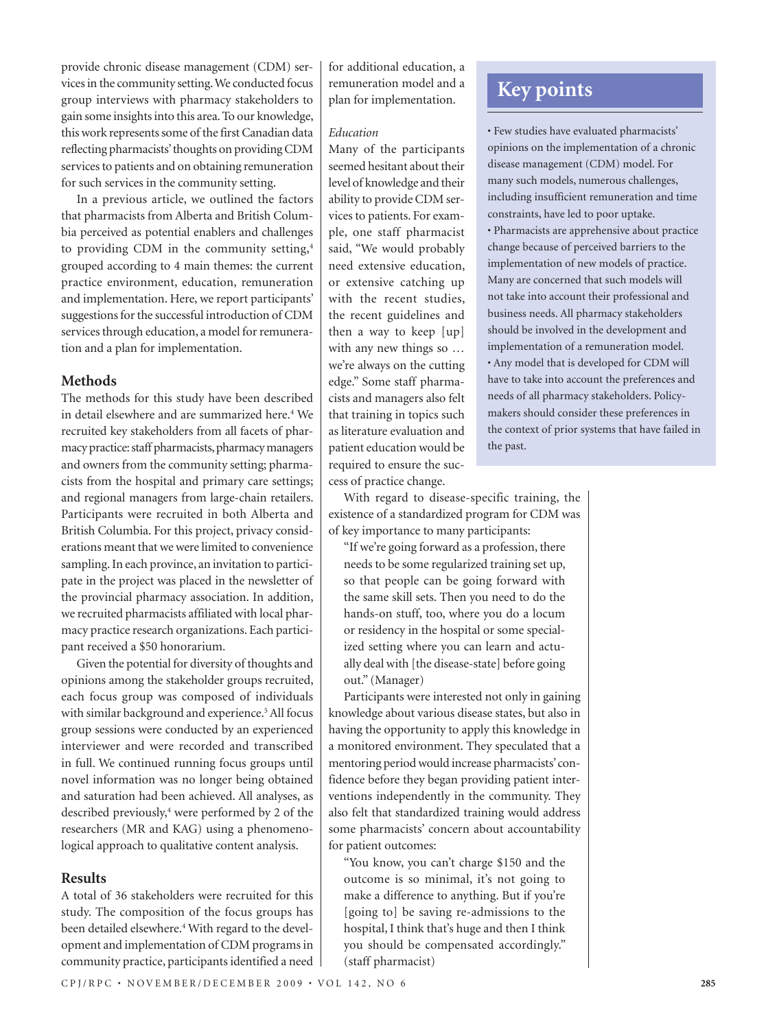provide chronic disease management (CDM) services in the community setting. We conducted focus group interviews with pharmacy stakeholders to gain some insights into this area. To our knowledge, this work represents some of the first Canadian data reflecting pharmacists' thoughts on providing CDM services to patients and on obtaining remuneration for such services in the community setting.

In a previous article, we outlined the factors that pharmacists from Alberta and British Columbia perceived as potential enablers and challenges to providing CDM in the community setting,[4] grouped according to 4 main themes: the current practice environment, education, remuneration and implementation. Here, we report participants' suggestions for the successful introduction of CDM services through education, a model for remuneration and a plan for implementation.

## Methods

The methods for this study have been described in detail elsewhere and are summarized here.[4] We recruited key stakeholders from all facets of pharmacy practice: staff pharmacists, pharmacy managers and owners from the community setting; pharmacists from the hospital and primary care settings; and regional managers from large-chain retailers. Participants were recruited in both Alberta and British Columbia. For this project, privacy considerations meant that we were limited to convenience sampling. In each province, an invitation to participate in the project was placed in the newsletter of the provincial pharmacy association. In addition, we recruited pharmacists affiliated with local pharmacy practice research organizations. Each participant received a $50 honorarium.

Given the potential for diversity of thoughts and opinions among the stakeholder groups recruited, each focus group was composed of individuals with similar background and experience.[5] All focus group sessions were conducted by an experienced interviewer and were recorded and transcribed in full. We continued running focus groups until novel information was no longer being obtained and saturation had been achieved. All analyses, as described previously,[4] were performed by 2 of the researchers (MR and KAG) using a phenomenological approach to qualitative content analysis.

## Results

A total of 36 stakeholders were recruited for this study. The composition of the focus groups has been detailed elsewhere.[4] With regard to the development and implementation of CDM programs in community practice, participants identified a need for additional education, a remuneration model and a plan for implementation.

### *Education*

Many of the participants seemed hesitant about their level of knowledge and their ability to provide CDM services to patients. For example, one staff pharmacist said, "We would probably need extensive education, or extensive catching up with the recent studies, the recent guidelines and then a way to keep [up] with any new things so … we're always on the cutting edge." Some staff pharmacists and managers also felt that training in topics such as literature evaluation and patient education would be required to ensure the success of practice change.

With regard to disease-specific training, the existence of a standardized program for CDM was of key importance to many participants:

> "If we're going forward as a profession, there needs to be some regularized training set up, so that people can be going forward with the same skill sets. Then you need to do the hands-on stuff, too, where you do a locum or residency in the hospital or some specialized setting where you can learn and actually deal with [the disease-state] before going out." (Manager)

Participants were interested not only in gaining knowledge about various disease states, but also in having the opportunity to apply this knowledge in a monitored environment. They speculated that a mentoring period would increase pharmacists' confidence before they began providing patient interventions independently in the community. They also felt that standardized training would address some pharmacists' concern about accountability for patient outcomes:

> "You know, you can't charge $150 and the outcome is so minimal, it's not going to make a difference to anything. But if you're [going to] be saving re-admissions to the hospital, I think that's huge and then I think you should be compensated accordingly." (staff pharmacist)

## Key points

- Few studies have evaluated pharmacists' opinions on the implementation of a chronic disease management (CDM) model. For many such models, numerous challenges, including insufficient remuneration and time constraints, have led to poor uptake.
- Pharmacists are apprehensive about practice change because of perceived barriers to the implementation of new models of practice. Many are concerned that such models will not take into account their professional and business needs. All pharmacy stakeholders should be involved in the development and implementation of a remuneration model.
- Any model that is developed for CDM will have to take into account the preferences and needs of all pharmacy stakeholders. Policymakers should consider these preferences in the context of prior systems that have failed in the past.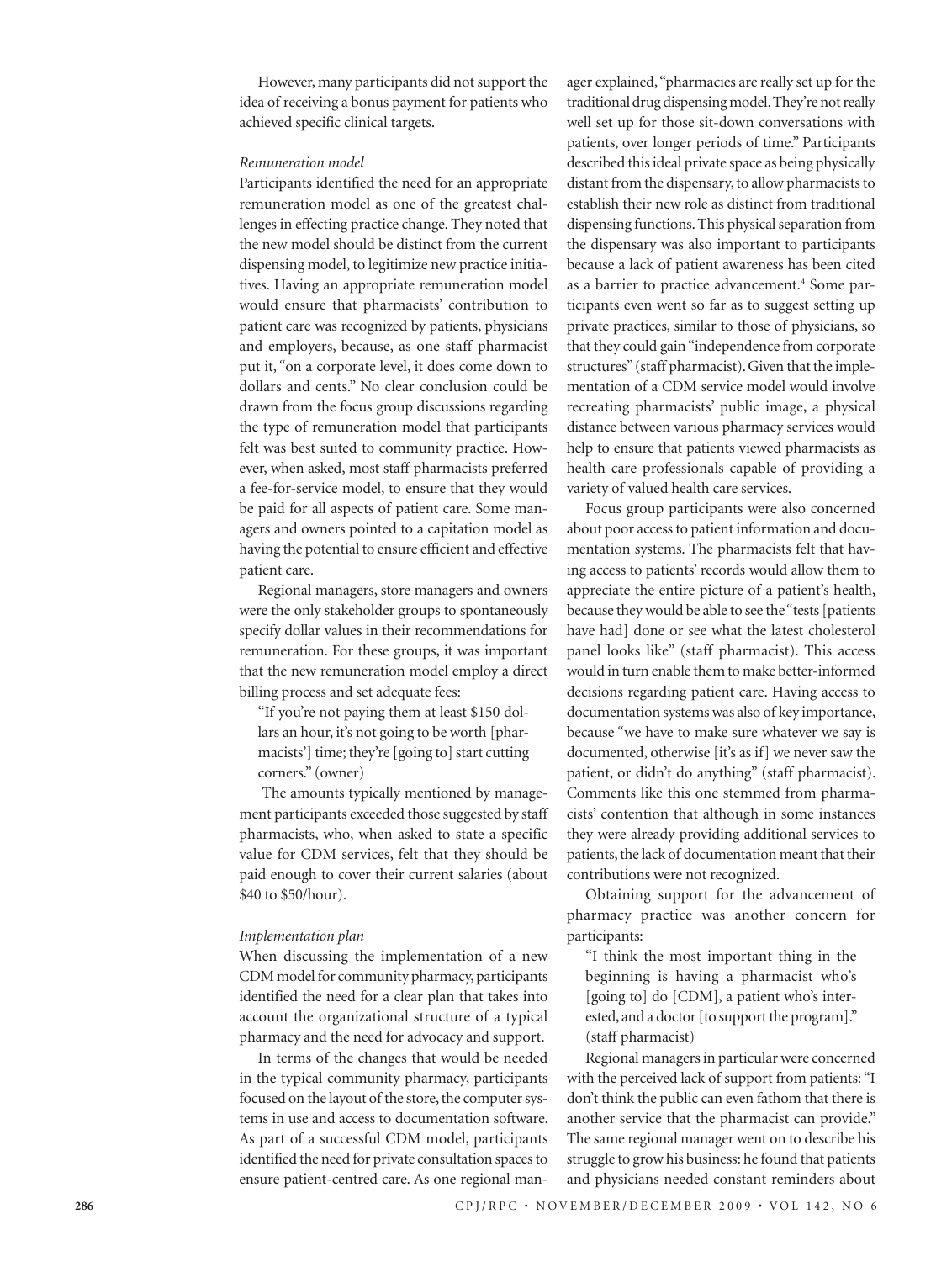However, many participants did not support the idea of receiving a bonus payment for patients who achieved specific clinical targets.

*Remuneration model*

Participants identified the need for an appropriate remuneration model as one of the greatest challenges in effecting practice change. They noted that the new model should be distinct from the current dispensing model, to legitimize new practice initiatives. Having an appropriate remuneration model would ensure that pharmacists' contribution to patient care was recognized by patients, physicians and employers, because, as one staff pharmacist put it, "on a corporate level, it does come down to dollars and cents." No clear conclusion could be drawn from the focus group discussions regarding the type of remuneration model that participants felt was best suited to community practice. However, when asked, most staff pharmacists preferred a fee-for-service model, to ensure that they would be paid for all aspects of patient care. Some managers and owners pointed to a capitation model as having the potential to ensure efficient and effective patient care.

Regional managers, store managers and owners were the only stakeholder groups to spontaneously specify dollar values in their recommendations for remuneration. For these groups, it was important that the new remuneration model employ a direct billing process and set adequate fees:

> "If you're not paying them at least $150 dollars an hour, it's not going to be worth [pharmacists'] time; they're [going to] start cutting corners." (owner)

The amounts typically mentioned by management participants exceeded those suggested by staff pharmacists, who, when asked to state a specific value for CDM services, felt that they should be paid enough to cover their current salaries (about $40 to $50/hour).

*Implementation plan*

When discussing the implementation of a new CDM model for community pharmacy, participants identified the need for a clear plan that takes into account the organizational structure of a typical pharmacy and the need for advocacy and support.

In terms of the changes that would be needed in the typical community pharmacy, participants focused on the layout of the store, the computer systems in use and access to documentation software. As part of a successful CDM model, participants identified the need for private consultation spaces to ensure patient-centred care. As one regional manager explained, "pharmacies are really set up for the traditional drug dispensing model. They're not really well set up for those sit-down conversations with patients, over longer periods of time." Participants described this ideal private space as being physically distant from the dispensary, to allow pharmacists to establish their new role as distinct from traditional dispensing functions. This physical separation from the dispensary was also important to participants because a lack of patient awareness has been cited as a barrier to practice advancement.[4] Some participants even went so far as to suggest setting up private practices, similar to those of physicians, so that they could gain "independence from corporate structures" (staff pharmacist). Given that the implementation of a CDM service model would involve recreating pharmacists' public image, a physical distance between various pharmacy services would help to ensure that patients viewed pharmacists as health care professionals capable of providing a variety of valued health care services.

Focus group participants were also concerned about poor access to patient information and documentation systems. The pharmacists felt that having access to patients' records would allow them to appreciate the entire picture of a patient's health, because they would be able to see the "tests [patients have had] done or see what the latest cholesterol panel looks like" (staff pharmacist). This access would in turn enable them to make better-informed decisions regarding patient care. Having access to documentation systems was also of key importance, because "we have to make sure whatever we say is documented, otherwise [it's as if] we never saw the patient, or didn't do anything" (staff pharmacist). Comments like this one stemmed from pharmacists' contention that although in some instances they were already providing additional services to patients, the lack of documentation meant that their contributions were not recognized.

Obtaining support for the advancement of pharmacy practice was another concern for participants:

> "I think the most important thing in the beginning is having a pharmacist who's [going to] do [CDM], a patient who's interested, and a doctor [to support the program]." (staff pharmacist)

Regional managers in particular were concerned with the perceived lack of support from patients: "I don't think the public can even fathom that there is another service that the pharmacist can provide." The same regional manager went on to describe his struggle to grow his business: he found that patients and physicians needed constant reminders about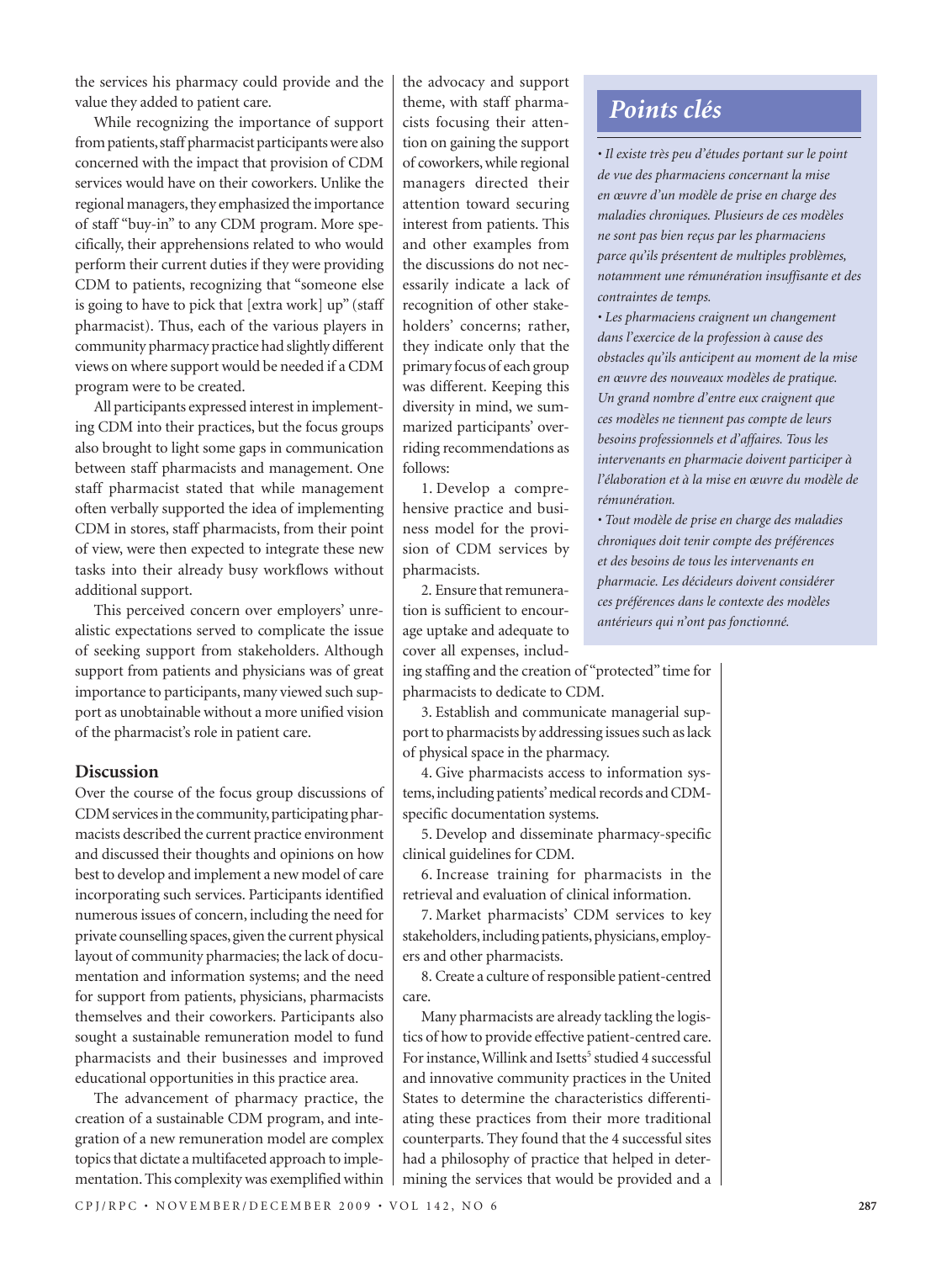the services his pharmacy could provide and the value they added to patient care.

While recognizing the importance of support from patients, staff pharmacist participants were also concerned with the impact that provision of CDM services would have on their coworkers. Unlike the regional managers, they emphasized the importance of staff "buy-in" to any CDM program. More specifically, their apprehensions related to who would perform their current duties if they were providing CDM to patients, recognizing that "someone else is going to have to pick that [extra work] up" (staff pharmacist). Thus, each of the various players in community pharmacy practice had slightly different views on where support would be needed if a CDM program were to be created.

All participants expressed interest in implementing CDM into their practices, but the focus groups also brought to light some gaps in communication between staff pharmacists and management. One staff pharmacist stated that while management often verbally supported the idea of implementing CDM in stores, staff pharmacists, from their point of view, were then expected to integrate these new tasks into their already busy workflows without additional support.

This perceived concern over employers' unrealistic expectations served to complicate the issue of seeking support from stakeholders. Although support from patients and physicians was of great importance to participants, many viewed such support as unobtainable without a more unified vision of the pharmacist's role in patient care.

## Discussion

Over the course of the focus group discussions of CDM services in the community, participating pharmacists described the current practice environment and discussed their thoughts and opinions on how best to develop and implement a new model of care incorporating such services. Participants identified numerous issues of concern, including the need for private counselling spaces, given the current physical layout of community pharmacies; the lack of documentation and information systems; and the need for support from patients, physicians, pharmacists themselves and their coworkers. Participants also sought a sustainable remuneration model to fund pharmacists and their businesses and improved educational opportunities in this practice area.

The advancement of pharmacy practice, the creation of a sustainable CDM program, and integration of a new remuneration model are complex topics that dictate a multifaceted approach to implementation. This complexity was exemplified within the advocacy and support theme, with staff pharmacists focusing their attention on gaining the support of coworkers, while regional managers directed their attention toward securing interest from patients. This and other examples from the discussions do not necessarily indicate a lack of recognition of other stakeholders' concerns; rather, they indicate only that the primary focus of each group was different. Keeping this diversity in mind, we summarized participants' overriding recommendations as follows:

1. Develop a comprehensive practice and business model for the provision of CDM services by pharmacists.
2. Ensure that remuneration is sufficient to encourage uptake and adequate to cover all expenses, including staffing and the creation of "protected" time for pharmacists to dedicate to CDM.
3. Establish and communicate managerial support to pharmacists by addressing issues such as lack of physical space in the pharmacy.
4. Give pharmacists access to information systems, including patients' medical records and CDM-specific documentation systems.
5. Develop and disseminate pharmacy-specific clinical guidelines for CDM.
6. Increase training for pharmacists in the retrieval and evaluation of clinical information.
7. Market pharmacists' CDM services to key stakeholders, including patients, physicians, employers and other pharmacists.
8. Create a culture of responsible patient-centred care.

Many pharmacists are already tackling the logistics of how to provide effective patient-centred care. For instance, Willink and Isetts[5] studied 4 successful and innovative community practices in the United States to determine the characteristics differentiating these practices from their more traditional counterparts. They found that the 4 successful sites had a philosophy of practice that helped in determining the services that would be provided and a

## *Points clés*

- *Il existe très peu d'études portant sur le point de vue des pharmaciens concernant la mise en œuvre d'un modèle de prise en charge des maladies chroniques. Plusieurs de ces modèles ne sont pas bien reçus par les pharmaciens parce qu'ils présentent de multiples problèmes, notamment une rémunération insuffisante et des contraintes de temps.*
- *Les pharmaciens craignent un changement dans l'exercice de la profession à cause des obstacles qu'ils anticipent au moment de la mise en œuvre des nouveaux modèles de pratique. Un grand nombre d'entre eux craignent que ces modèles ne tiennent pas compte de leurs besoins professionnels et d'affaires. Tous les intervenants en pharmacie doivent participer à l'élaboration et à la mise en œuvre du modèle de rémunération.*
- *Tout modèle de prise en charge des maladies chroniques doit tenir compte des préférences et des besoins de tous les intervenants en pharmacie. Les décideurs doivent considérer ces préférences dans le contexte des modèles antérieurs qui n'ont pas fonctionné.*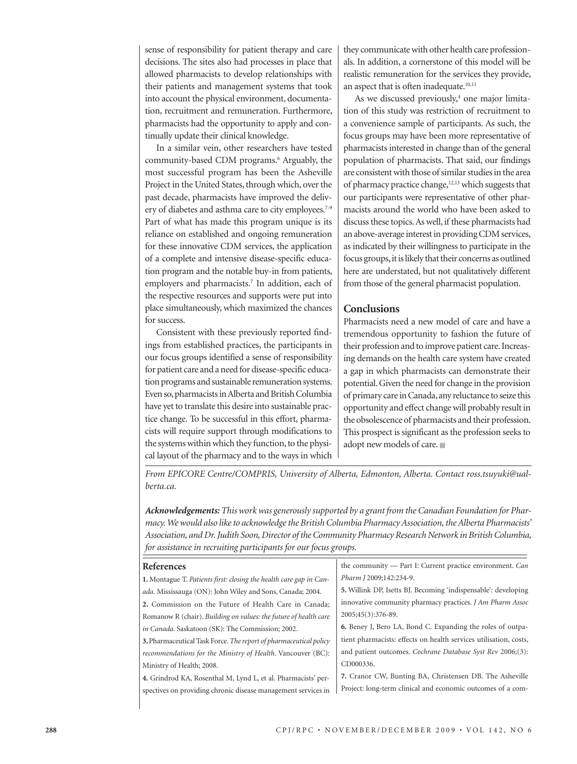sense of responsibility for patient therapy and care decisions. The sites also had processes in place that allowed pharmacists to develop relationships with their patients and management systems that took into account the physical environment, documentation, recruitment and remuneration. Furthermore, pharmacists had the opportunity to apply and continually update their clinical knowledge.

In a similar vein, other researchers have tested community-based CDM programs.[6] Arguably, the most successful program has been the Asheville Project in the United States, through which, over the past decade, pharmacists have improved the delivery of diabetes and asthma care to city employees.[7-9] Part of what has made this program unique is its reliance on established and ongoing remuneration for these innovative CDM services, the application of a complete and intensive disease-specific education program and the notable buy-in from patients, employers and pharmacists.[7] In addition, each of the respective resources and supports were put into place simultaneously, which maximized the chances for success.

Consistent with these previously reported findings from established practices, the participants in our focus groups identified a sense of responsibility for patient care and a need for disease-specific education programs and sustainable remuneration systems. Even so, pharmacists in Alberta and British Columbia have yet to translate this desire into sustainable practice change. To be successful in this effort, pharmacists will require support through modifications to the systems within which they function, to the physical layout of the pharmacy and to the ways in which they communicate with other health care professionals. In addition, a cornerstone of this model will be realistic remuneration for the services they provide, an aspect that is often inadequate.[10,11]

As we discussed previously,[4] one major limitation of this study was restriction of recruitment to a convenience sample of participants. As such, the focus groups may have been more representative of pharmacists interested in change than of the general population of pharmacists. That said, our findings are consistent with those of similar studies in the area of pharmacy practice change,[12,13] which suggests that our participants were representative of other pharmacists around the world who have been asked to discuss these topics. As well, if these pharmacists had an above-average interest in providing CDM services, as indicated by their willingness to participate in the focus groups, it is likely that their concerns as outlined here are understated, but not qualitatively different from those of the general pharmacist population.

## Conclusions

Pharmacists need a new model of care and have a tremendous opportunity to fashion the future of their profession and to improve patient care. Increasing demands on the health care system have created a gap in which pharmacists can demonstrate their potential. Given the need for change in the provision of primary care in Canada, any reluctance to seize this opportunity and effect change will probably result in the obsolescence of pharmacists and their profession. This prospect is significant as the profession seeks to adopt new models of care. ■

*From EPICORE Centre/COMPRIS, University of Alberta, Edmonton, Alberta. Contact ross.tsuyuki@ualberta.ca.*

***Acknowledgements:*** *This work was generously supported by a grant from the Canadian Foundation for Pharmacy. We would also like to acknowledge the British Columbia Pharmacy Association, the Alberta Pharmacists' Association, and Dr. Judith Soon, Director of the Community Pharmacy Research Network in British Columbia, for assistance in recruiting participants for our focus groups.*

## References

**1.** Montague T. *Patients first: closing the health care gap in Canada.* Mississauga (ON): John Wiley and Sons, Canada; 2004.

**2.** Commission on the Future of Health Care in Canada; Romanow R (chair). *Building on values: the future of health care in Canada.* Saskatoon (SK): The Commission; 2002.

**3.** Pharmaceutical Task Force. *The report of pharmaceutical policy recommendations for the Ministry of Health.* Vancouver (BC): Ministry of Health; 2008.

**4.** Grindrod KA, Rosenthal M, Lynd L, et al. Pharmacists' perspectives on providing chronic disease management services in the community — Part I: Current practice environment. *Can Pharm J* 2009;142:234-9.

**5.** Willink DP, Isetts BJ. Becoming 'indispensable': developing innovative community pharmacy practices. *J Am Pharm Assoc* 2005;45(3):376-89.

**6.** Beney J, Bero LA, Bond C. Expanding the roles of outpatient pharmacists: effects on health services utilisation, costs, and patient outcomes. *Cochrane Database Syst Rev* 2006;(3): CD000336.

**7.** Cranor CW, Bunting BA, Christensen DB. The Asheville Project: long-term clinical and economic outcomes of a com-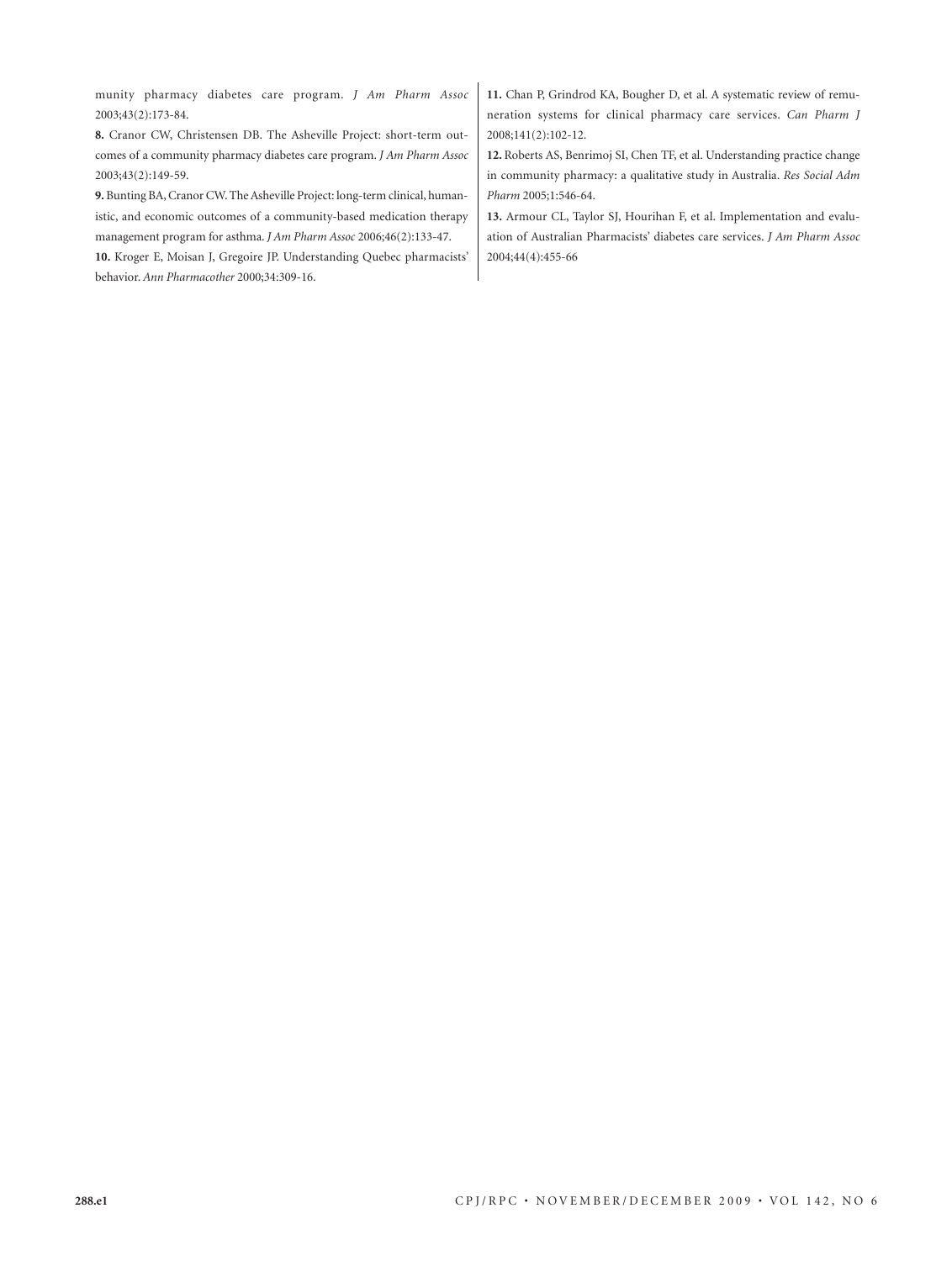munity pharmacy diabetes care program. *J Am Pharm Assoc* 2003;43(2):173-84.

**8.** Cranor CW, Christensen DB. The Asheville Project: short-term outcomes of a community pharmacy diabetes care program. *J Am Pharm Assoc* 2003;43(2):149-59.

**9.** Bunting BA, Cranor CW. The Asheville Project: long-term clinical, humanistic, and economic outcomes of a community-based medication therapy management program for asthma. *J Am Pharm Assoc* 2006;46(2):133-47.

**10.** Kroger E, Moisan J, Gregoire JP. Understanding Quebec pharmacists' behavior. *Ann Pharmacother* 2000;34:309-16.

**11.** Chan P, Grindrod KA, Bougher D, et al. A systematic review of remuneration systems for clinical pharmacy care services. *Can Pharm J* 2008;141(2):102-12.

**12.** Roberts AS, Benrimoj SI, Chen TF, et al. Understanding practice change in community pharmacy: a qualitative study in Australia. *Res Social Adm Pharm* 2005;1:546-64.

**13.** Armour CL, Taylor SJ, Hourihan F, et al. Implementation and evaluation of Australian Pharmacists' diabetes care services. *J Am Pharm Assoc* 2004;44(4):455-66